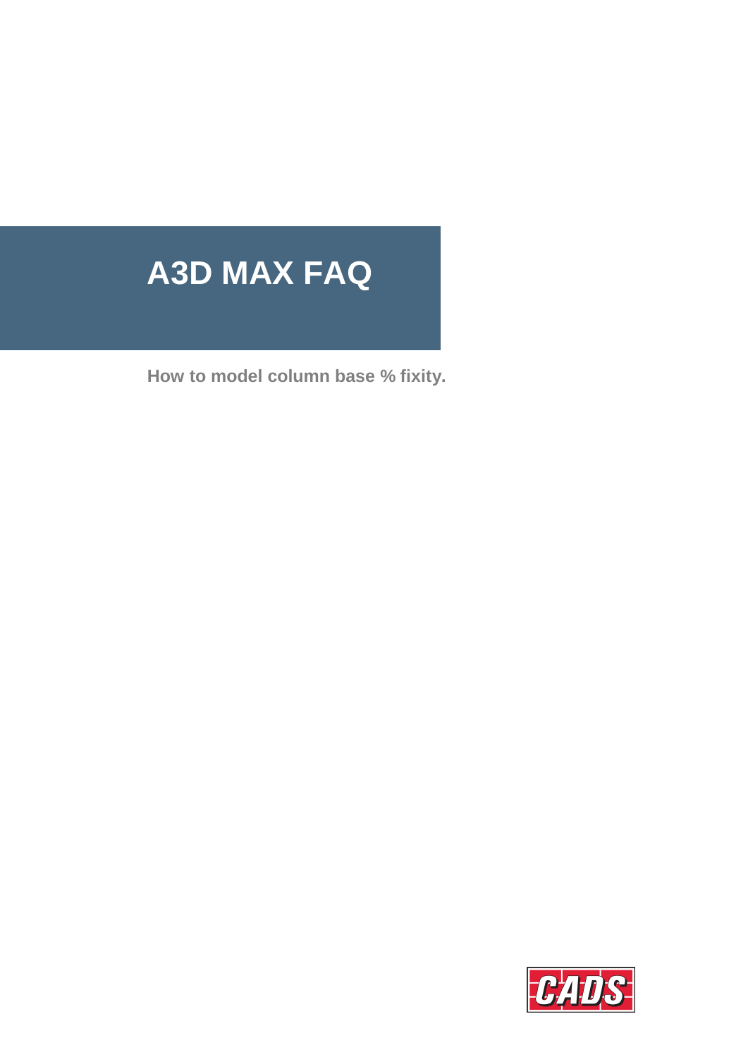# A3D MAX FAQ

**How to model column base % fixity.**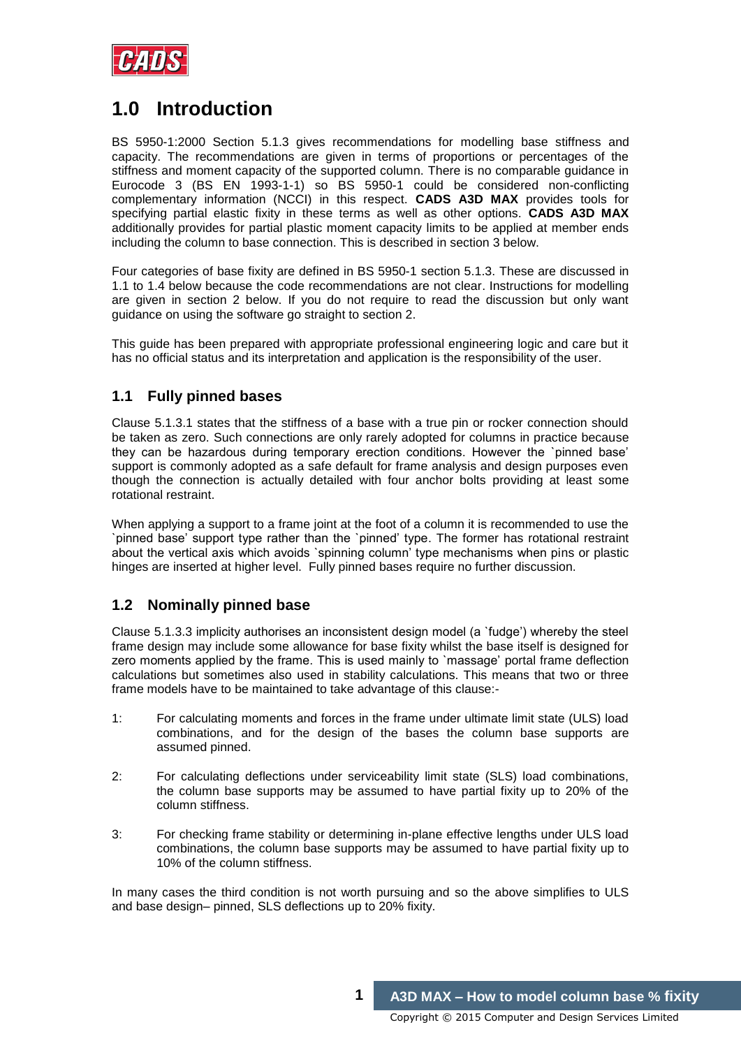# 1.0 Introduction

BS 5950-1:2000 Section 5.1.3 gives recommendations for modelling base stiffness and capacity. The recommendations are given in terms of proportions or percentages of the stiffness and moment capacity of the supported column. There is no comparable guidance in Eurocode 3 (BS EN 1993-1-1) so BS 5950-1 could be considered non-conflicting complementary information (NCCI) in this respect. **CADS A3D MAX** provides tools for specifying partial elastic fixity in these terms as well as other options. **CADS A3D MAX** additionally provides for partial plastic moment capacity limits to be applied at member ends including the column to base connection. This is described in section 3 below.

Four categories of base fixity are defined in BS 5950-1 section 5.1.3. These are discussed in 1.1 to 1.4 below because the code recommendations are not clear. Instructions for modelling are given in section 2 below. If you do not require to read the discussion but only want guidance on using the software go straight to section 2.

This guide has been prepared with appropriate professional engineering logic and care but it has no official status and its interpretation and application is the responsibility of the user.

## 1.1 Fully pinned bases

Clause 5.1.3.1 states that the stiffness of a base with a true pin or rocker connection should be taken as zero. Such connections are only rarely adopted for columns in practice because they can be hazardous during temporary erection conditions. However the `pinned base' support is commonly adopted as a safe default for frame analysis and design purposes even though the connection is actually detailed with four anchor bolts providing at least some rotational restraint.

When applying a support to a frame joint at the foot of a column it is recommended to use the `pinned base' support type rather than the `pinned' type. The former has rotational restraint about the vertical axis which avoids `spinning column' type mechanisms when pins or plastic hinges are inserted at higher level. Fully pinned bases require no further discussion.

## 1.2 Nominally pinned base

Clause 5.1.3.3 implicity authorises an inconsistent design model (a `fudge') whereby the steel frame design may include some allowance for base fixity whilst the base itself is designed for zero moments applied by the frame. This is used mainly to `massage' portal frame deflection calculations but sometimes also used in stability calculations. This means that two or three frame models have to be maintained to take advantage of this clause:-

1: For calculating moments and forces in the frame under ultimate limit state (ULS) load combinations, and for the design of the bases the column base supports are assumed pinned.

2: For calculating deflections under serviceability limit state (SLS) load combinations, the column base supports may be assumed to have partial fixity up to 20% of the column stiffness.

3: For checking frame stability or determining in-plane effective lengths under ULS load combinations, the column base supports may be assumed to have partial fixity up to 10% of the column stiffness.

In many cases the third condition is not worth pursuing and so the above simplifies to ULS and base design– pinned, SLS deflections up to 20% fixity.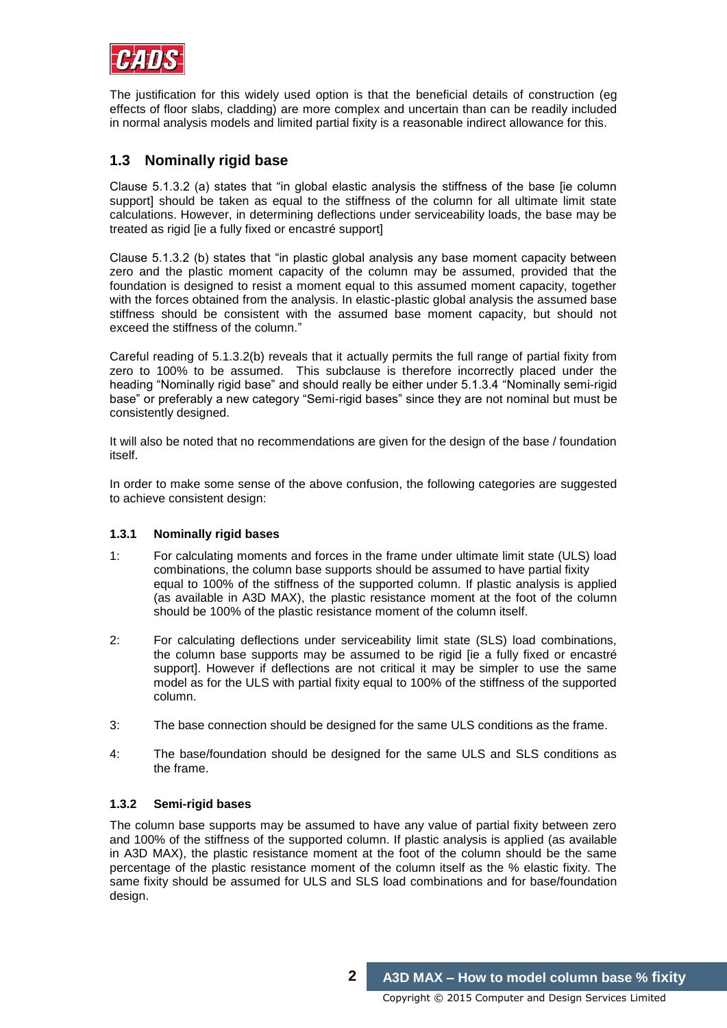The justification for this widely used option is that the beneficial details of construction (eg effects of floor slabs, cladding) are more complex and uncertain than can be readily included in normal analysis models and limited partial fixity is a reasonable indirect allowance for this.

## 1.3 Nominally rigid base

Clause 5.1.3.2 (a) states that "in global elastic analysis the stiffness of the base [ie column support] should be taken as equal to the stiffness of the column for all ultimate limit state calculations. However, in determining deflections under serviceability loads, the base may be treated as rigid [ie a fully fixed or encastré support]

Clause 5.1.3.2 (b) states that "in plastic global analysis any base moment capacity between zero and the plastic moment capacity of the column may be assumed, provided that the foundation is designed to resist a moment equal to this assumed moment capacity, together with the forces obtained from the analysis. In elastic-plastic global analysis the assumed base stiffness should be consistent with the assumed base moment capacity, but should not exceed the stiffness of the column."

Careful reading of 5.1.3.2(b) reveals that it actually permits the full range of partial fixity from zero to 100% to be assumed. This subclause is therefore incorrectly placed under the heading "Nominally rigid base" and should really be either under 5.1.3.4 "Nominally semi-rigid base" or preferably a new category "Semi-rigid bases" since they are not nominal but must be consistently designed.

It will also be noted that no recommendations are given for the design of the base / foundation itself.

In order to make some sense of the above confusion, the following categories are suggested to achieve consistent design:

### 1.3.1 Nominally rigid bases

1: For calculating moments and forces in the frame under ultimate limit state (ULS) load combinations, the column base supports should be assumed to have partial fixity equal to 100% of the stiffness of the supported column. If plastic analysis is applied (as available in A3D MAX), the plastic resistance moment at the foot of the column should be 100% of the plastic resistance moment of the column itself.

2: For calculating deflections under serviceability limit state (SLS) load combinations, the column base supports may be assumed to be rigid [ie a fully fixed or encastré support]. However if deflections are not critical it may be simpler to use the same model as for the ULS with partial fixity equal to 100% of the stiffness of the supported column.

3: The base connection should be designed for the same ULS conditions as the frame.

4: The base/foundation should be designed for the same ULS and SLS conditions as the frame.

### 1.3.2 Semi-rigid bases

The column base supports may be assumed to have any value of partial fixity between zero and 100% of the stiffness of the supported column. If plastic analysis is applied (as available in A3D MAX), the plastic resistance moment at the foot of the column should be the same percentage of the plastic resistance moment of the column itself as the % elastic fixity. The same fixity should be assumed for ULS and SLS load combinations and for base/foundation design.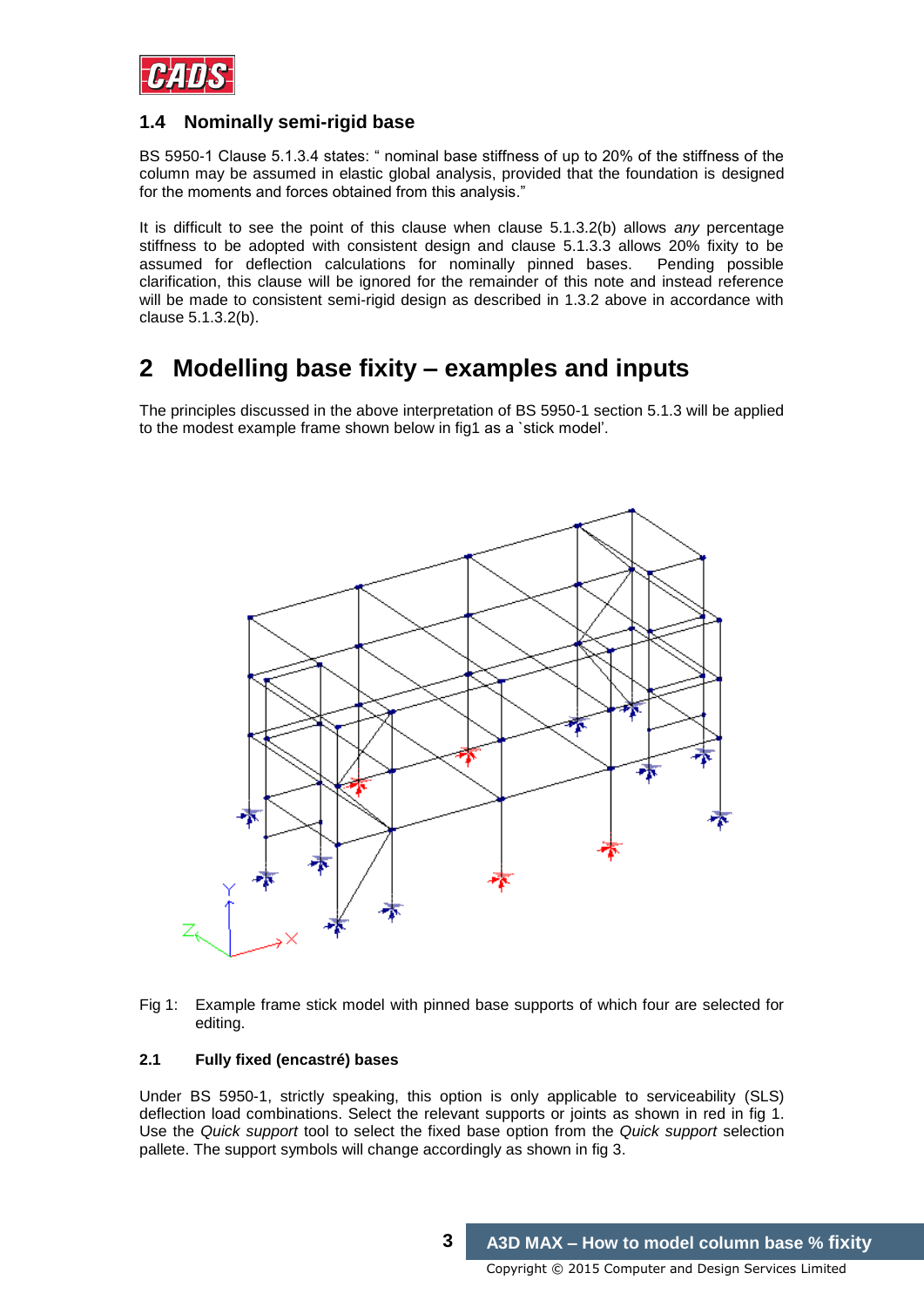### 1.4 Nominally semi-rigid base

BS 5950-1 Clause 5.1.3.4 states: " nominal base stiffness of up to 20% of the stiffness of the column may be assumed in elastic global analysis, provided that the foundation is designed for the moments and forces obtained from this analysis."

It is difficult to see the point of this clause when clause 5.1.3.2(b) allows *any* percentage stiffness to be adopted with consistent design and clause 5.1.3.3 allows 20% fixity to be assumed for deflection calculations for nominally pinned bases. Pending possible clarification, this clause will be ignored for the remainder of this note and instead reference will be made to consistent semi-rigid design as described in 1.3.2 above in accordance with clause 5.1.3.2(b).

# 2 Modelling base fixity – examples and inputs

The principles discussed in the above interpretation of BS 5950-1 section 5.1.3 will be applied to the modest example frame shown below in fig1 as a `stick model'.

Fig 1: Example frame stick model with pinned base supports of which four are selected for editing.

#### 2.1 Fully fixed (encastré) bases

Under BS 5950-1, strictly speaking, this option is only applicable to serviceability (SLS) deflection load combinations. Select the relevant supports or joints as shown in red in fig 1. Use the *Quick support* tool to select the fixed base option from the *Quick support* selection pallete. The support symbols will change accordingly as shown in fig 3.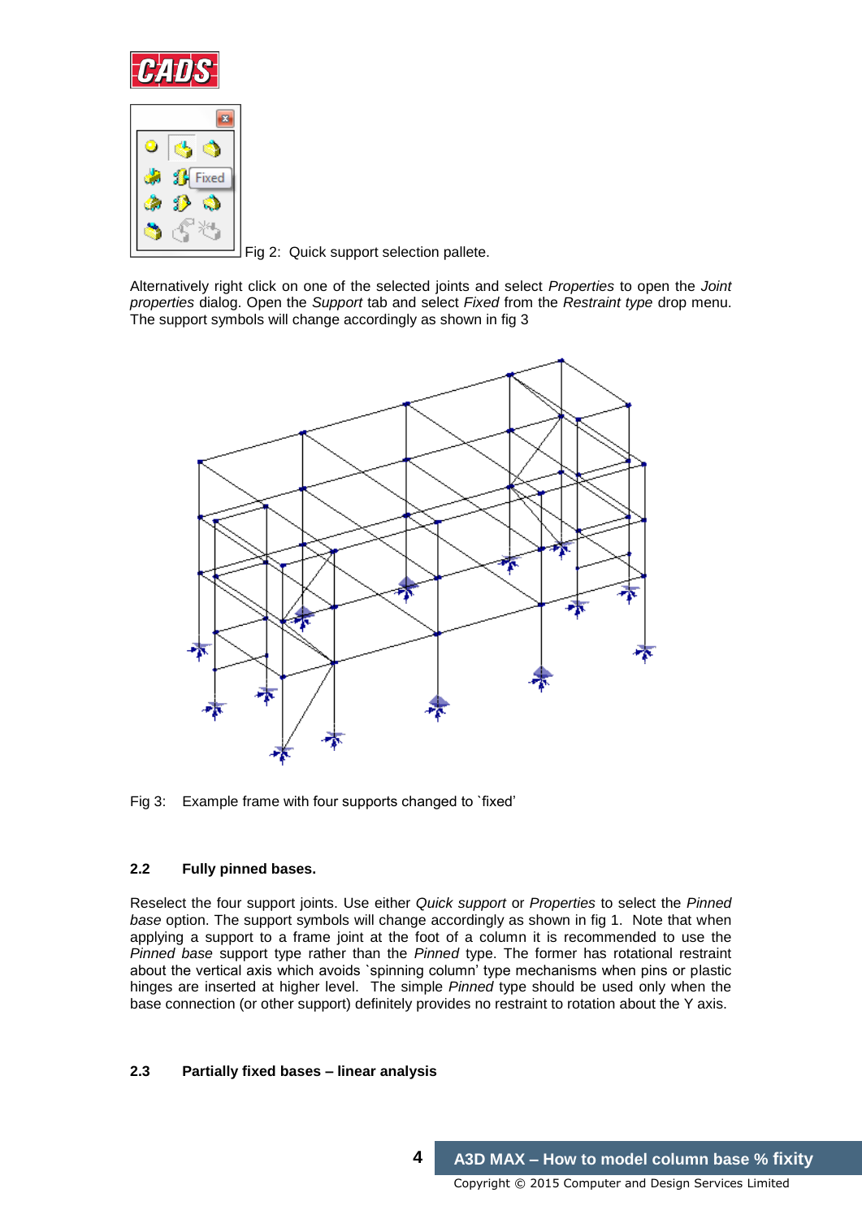Fig 2: Quick support selection pallete.

Alternatively right click on one of the selected joints and select *Properties* to open the *Joint properties* dialog. Open the *Support* tab and select *Fixed* from the *Restraint type* drop menu. The support symbols will change accordingly as shown in fig 3

Fig 3: Example frame with four supports changed to `fixed'

### 2.2 Fully pinned bases.

Reselect the four support joints. Use either *Quick support* or *Properties* to select the *Pinned base* option. The support symbols will change accordingly as shown in fig 1. Note that when applying a support to a frame joint at the foot of a column it is recommended to use the *Pinned base* support type rather than the *Pinned* type. The former has rotational restraint about the vertical axis which avoids `spinning column' type mechanisms when pins or plastic hinges are inserted at higher level. The simple *Pinned* type should be used only when the base connection (or other support) definitely provides no restraint to rotation about the Y axis.

### 2.3 Partially fixed bases – linear analysis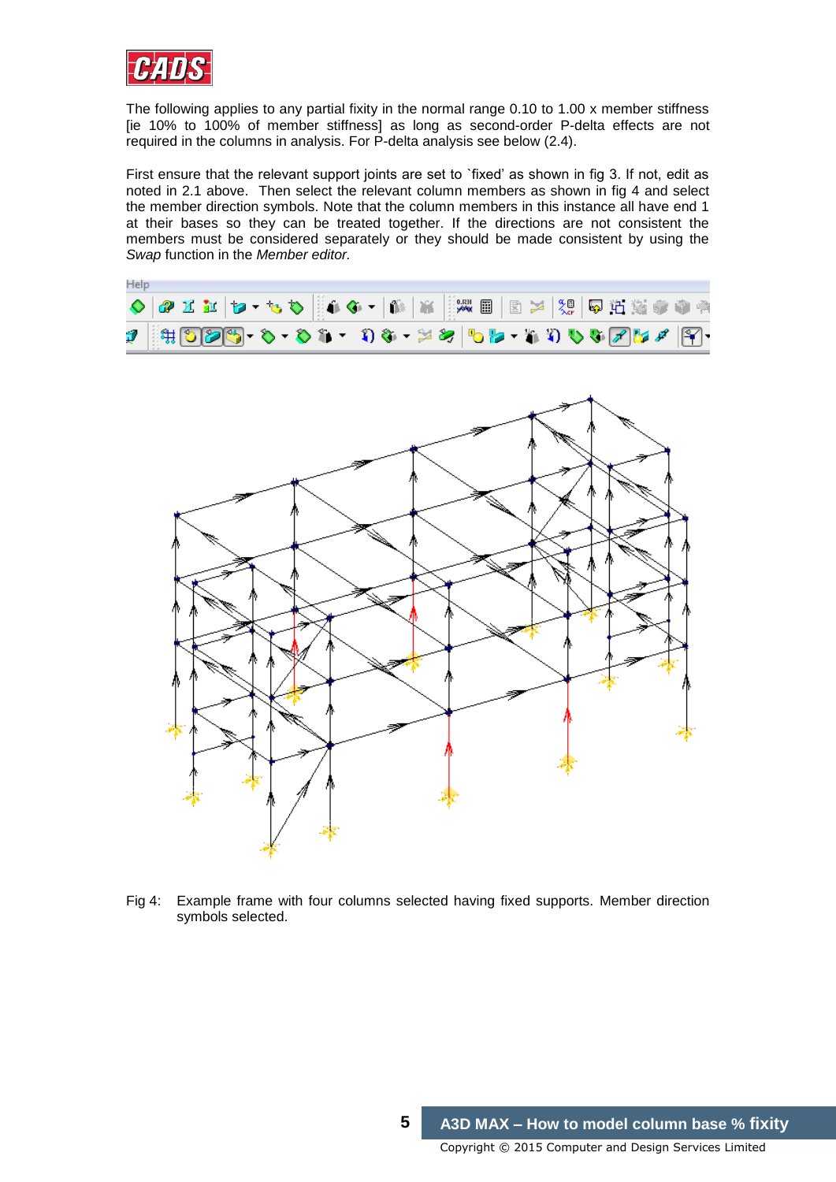The following applies to any partial fixity in the normal range 0.10 to 1.00 x member stiffness [ie 10% to 100% of member stiffness] as long as second-order P-delta effects are not required in the columns in analysis. For P-delta analysis see below (2.4).

First ensure that the relevant support joints are set to `fixed' as shown in fig 3. If not, edit as noted in 2.1 above. Then select the relevant column members as shown in fig 4 and select the member direction symbols. Note that the column members in this instance all have end 1 at their bases so they can be treated together. If the directions are not consistent the members must be considered separately or they should be made consistent by using the *Swap* function in the *Member editor.*

Fig 4: Example frame with four columns selected having fixed supports. Member direction symbols selected.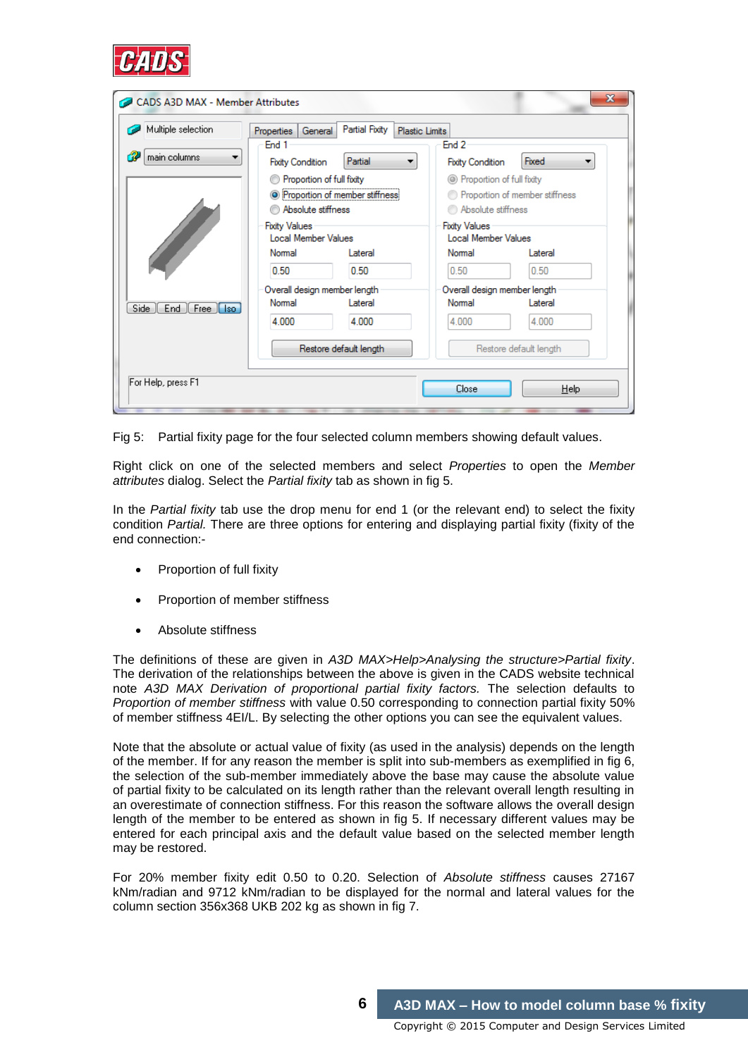Fig 5: Partial fixity page for the four selected column members showing default values.

Right click on one of the selected members and select *Properties* to open the *Member attributes* dialog. Select the *Partial fixity* tab as shown in fig 5.

In the *Partial fixity* tab use the drop menu for end 1 (or the relevant end) to select the fixity condition *Partial.* There are three options for entering and displaying partial fixity (fixity of the end connection:-

- Proportion of full fixity
- Proportion of member stiffness
- Absolute stiffness

The definitions of these are given in *A3D MAX>Help>Analysing the structure>Partial fixity*. The derivation of the relationships between the above is given in the CADS website technical note *A3D MAX Derivation of proportional partial fixity factors.* The selection defaults to *Proportion of member stiffness* with value 0.50 corresponding to connection partial fixity 50% of member stiffness 4EI/L. By selecting the other options you can see the equivalent values.

Note that the absolute or actual value of fixity (as used in the analysis) depends on the length of the member. If for any reason the member is split into sub-members as exemplified in fig 6, the selection of the sub-member immediately above the base may cause the absolute value of partial fixity to be calculated on its length rather than the relevant overall length resulting in an overestimate of connection stiffness. For this reason the software allows the overall design length of the member to be entered as shown in fig 5. If necessary different values may be entered for each principal axis and the default value based on the selected member length may be restored.

For 20% member fixity edit 0.50 to 0.20. Selection of *Absolute stiffness* causes 27167 kNm/radian and 9712 kNm/radian to be displayed for the normal and lateral values for the column section 356x368 UKB 202 kg as shown in fig 7.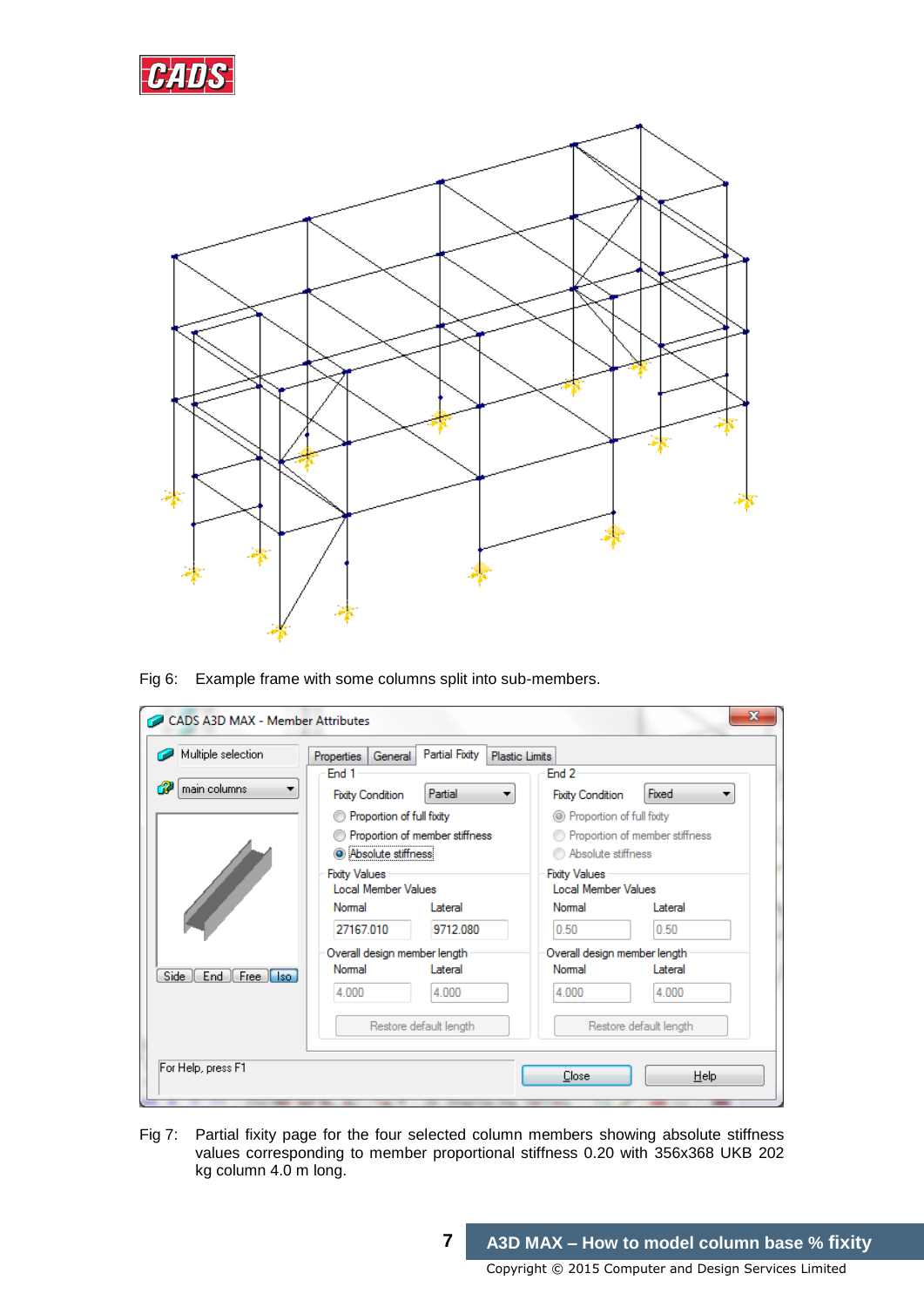Fig 6: Example frame with some columns split into sub-members.

Fig 7: Partial fixity page for the four selected column members showing absolute stiffness values corresponding to member proportional stiffness 0.20 with 356x368 UKB 202 kg column 4.0 m long.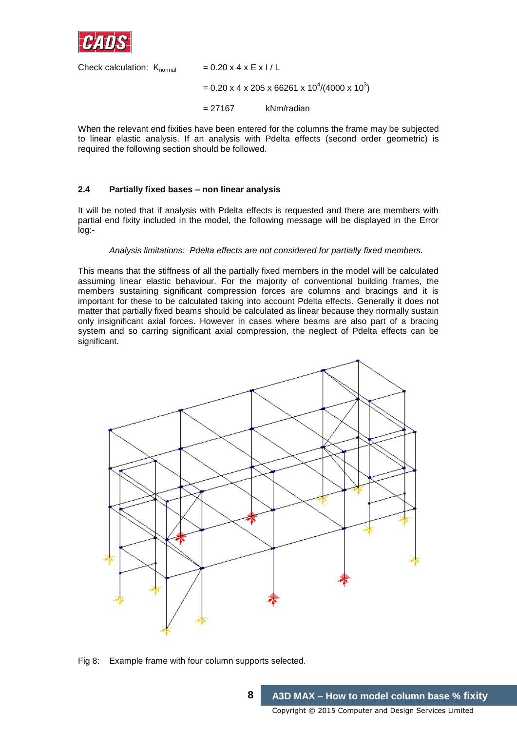Check calculation: $K_{normal}$ $= 0.20 \times 4 \times E \times I / L$

$= 0.20 \times 4 \times 205 \times 66261 \times 10^4/(4000 \times 10^3)$

$= 27167$ kNm/radian

When the relevant end fixities have been entered for the columns the frame may be subjected to linear elastic analysis. If an analysis with Pdelta effects (second order geometric) is required the following section should be followed.

## 2.4 Partially fixed bases – non linear analysis

It will be noted that if analysis with Pdelta effects is requested and there are members with partial end fixity included in the model, the following message will be displayed in the Error log:-

*Analysis limitations: Pdelta effects are not considered for partially fixed members.*

This means that the stiffness of all the partially fixed members in the model will be calculated assuming linear elastic behaviour. For the majority of conventional building frames, the members sustaining significant compression forces are columns and bracings and it is important for these to be calculated taking into account Pdelta effects. Generally it does not matter that partially fixed beams should be calculated as linear because they normally sustain only insignificant axial forces. However in cases where beams are also part of a bracing system and so carring significant axial compression, the neglect of Pdelta effects can be significant.

Fig 8: Example frame with four column supports selected.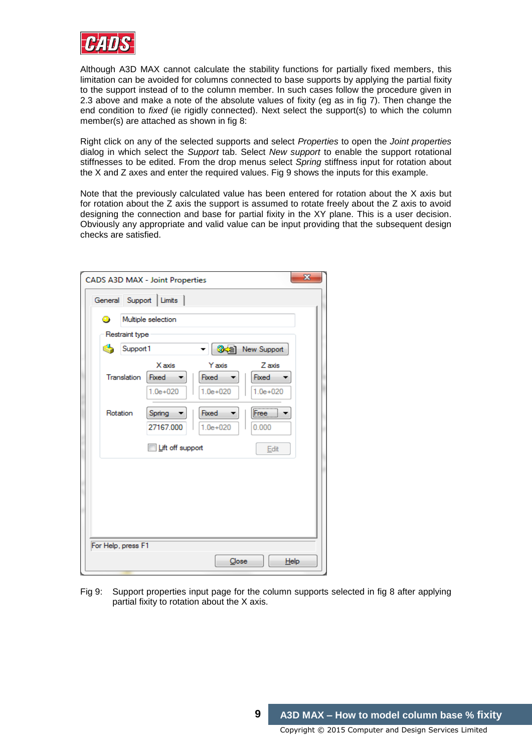Although A3D MAX cannot calculate the stability functions for partially fixed members, this limitation can be avoided for columns connected to base supports by applying the partial fixity to the support instead of to the column member. In such cases follow the procedure given in 2.3 above and make a note of the absolute values of fixity (eg as in fig 7). Then change the end condition to *fixed* (ie rigidly connected). Next select the support(s) to which the column member(s) are attached as shown in fig 8:

Right click on any of the selected supports and select *Properties* to open the *Joint properties* dialog in which select the *Support* tab. Select *New support* to enable the support rotational stiffnesses to be edited. From the drop menus select *Spring* stiffness input for rotation about the X and Z axes and enter the required values. Fig 9 shows the inputs for this example.

Note that the previously calculated value has been entered for rotation about the X axis but for rotation about the Z axis the support is assumed to rotate freely about the Z axis to avoid designing the connection and base for partial fixity in the XY plane. This is a user decision. Obviously any appropriate and valid value can be input providing that the subsequent design checks are satisfied.

Fig 9: Support properties input page for the column supports selected in fig 8 after applying partial fixity to rotation about the X axis.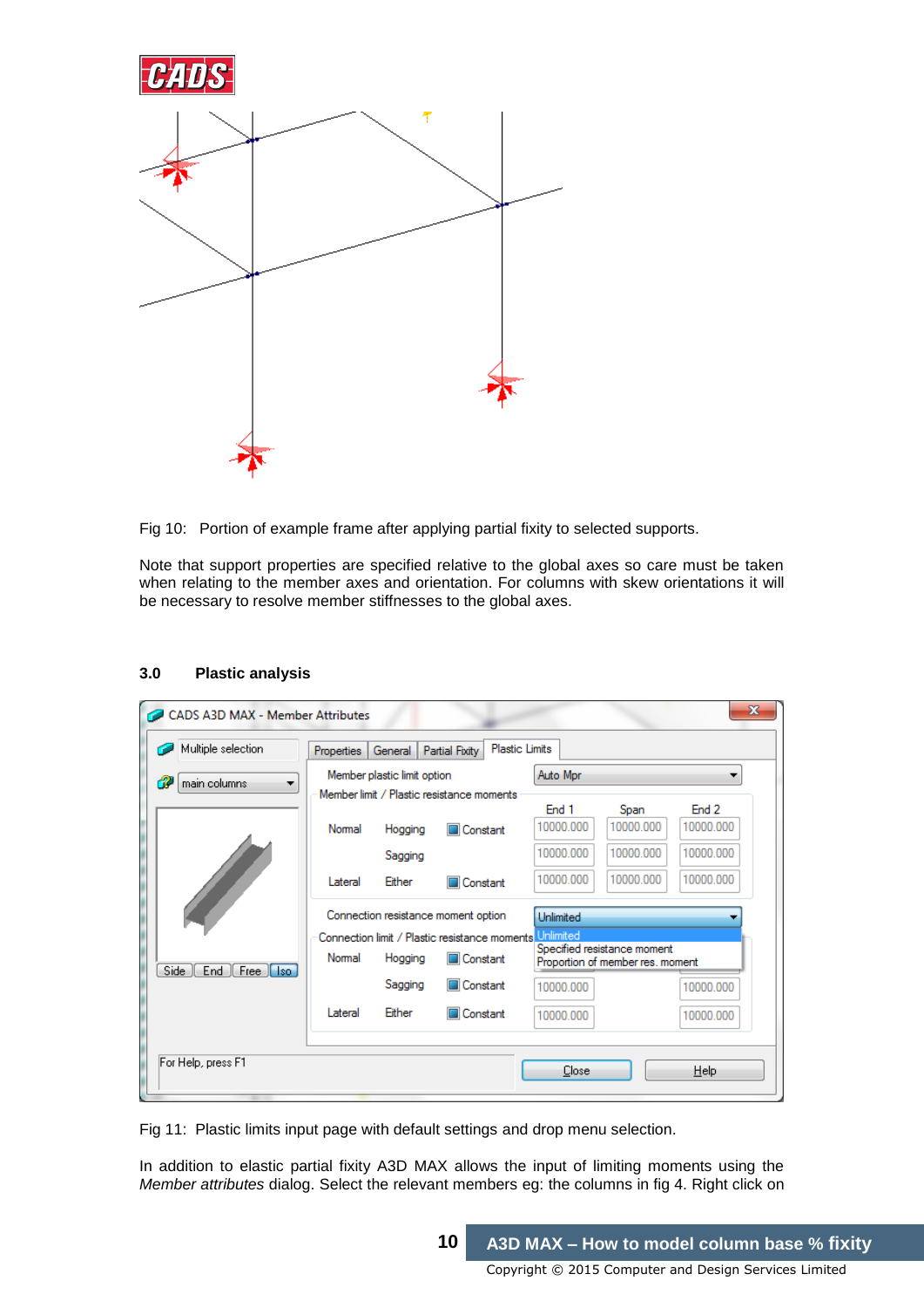Fig 10: Portion of example frame after applying partial fixity to selected supports.

Note that support properties are specified relative to the global axes so care must be taken when relating to the member axes and orientation. For columns with skew orientations it will be necessary to resolve member stiffnesses to the global axes.

### 3.0 Plastic analysis

Fig 11: Plastic limits input page with default settings and drop menu selection.

In addition to elastic partial fixity A3D MAX allows the input of limiting moments using the *Member attributes* dialog. Select the relevant members eg: the columns in fig 4. Right click on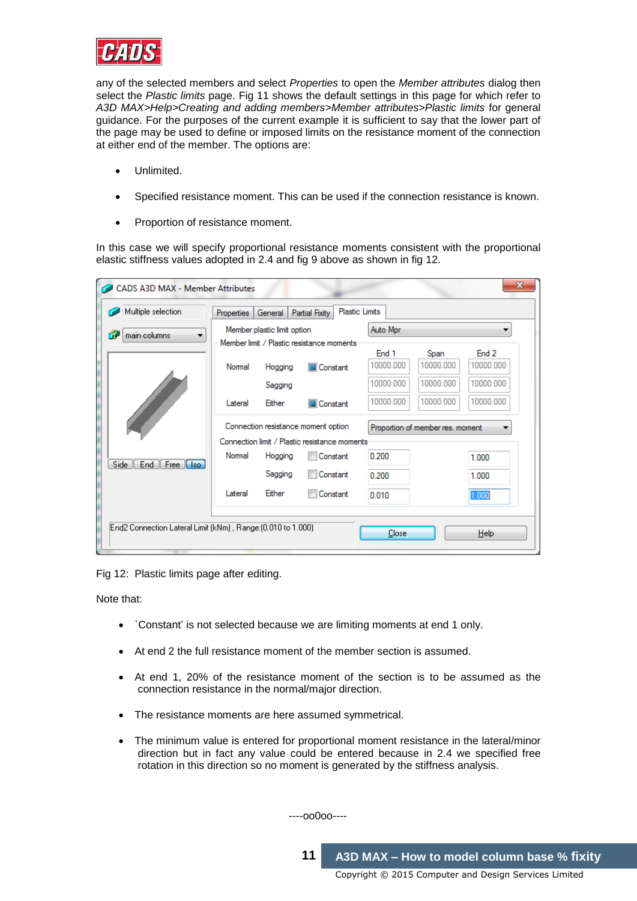any of the selected members and select *Properties* to open the *Member attributes* dialog then select the *Plastic limits* page. Fig 11 shows the default settings in this page for which refer to *A3D MAX>Help>Creating and adding members>Member attributes>Plastic limits* for general guidance. For the purposes of the current example it is sufficient to say that the lower part of the page may be used to define or imposed limits on the resistance moment of the connection at either end of the member. The options are:

- Unlimited.
- Specified resistance moment. This can be used if the connection resistance is known.
- Proportion of resistance moment.

In this case we will specify proportional resistance moments consistent with the proportional elastic stiffness values adopted in 2.4 and fig 9 above as shown in fig 12.

Fig 12: Plastic limits page after editing.

Note that:

- `Constant' is not selected because we are limiting moments at end 1 only.
- At end 2 the full resistance moment of the member section is assumed.
- At end 1, 20% of the resistance moment of the section is to be assumed as the connection resistance in the normal/major direction.
- The resistance moments are here assumed symmetrical.
- The minimum value is entered for proportional moment resistance in the lateral/minor direction but in fact any value could be entered because in 2.4 we specified free rotation in this direction so no moment is generated by the stiffness analysis.

----ooOoo----